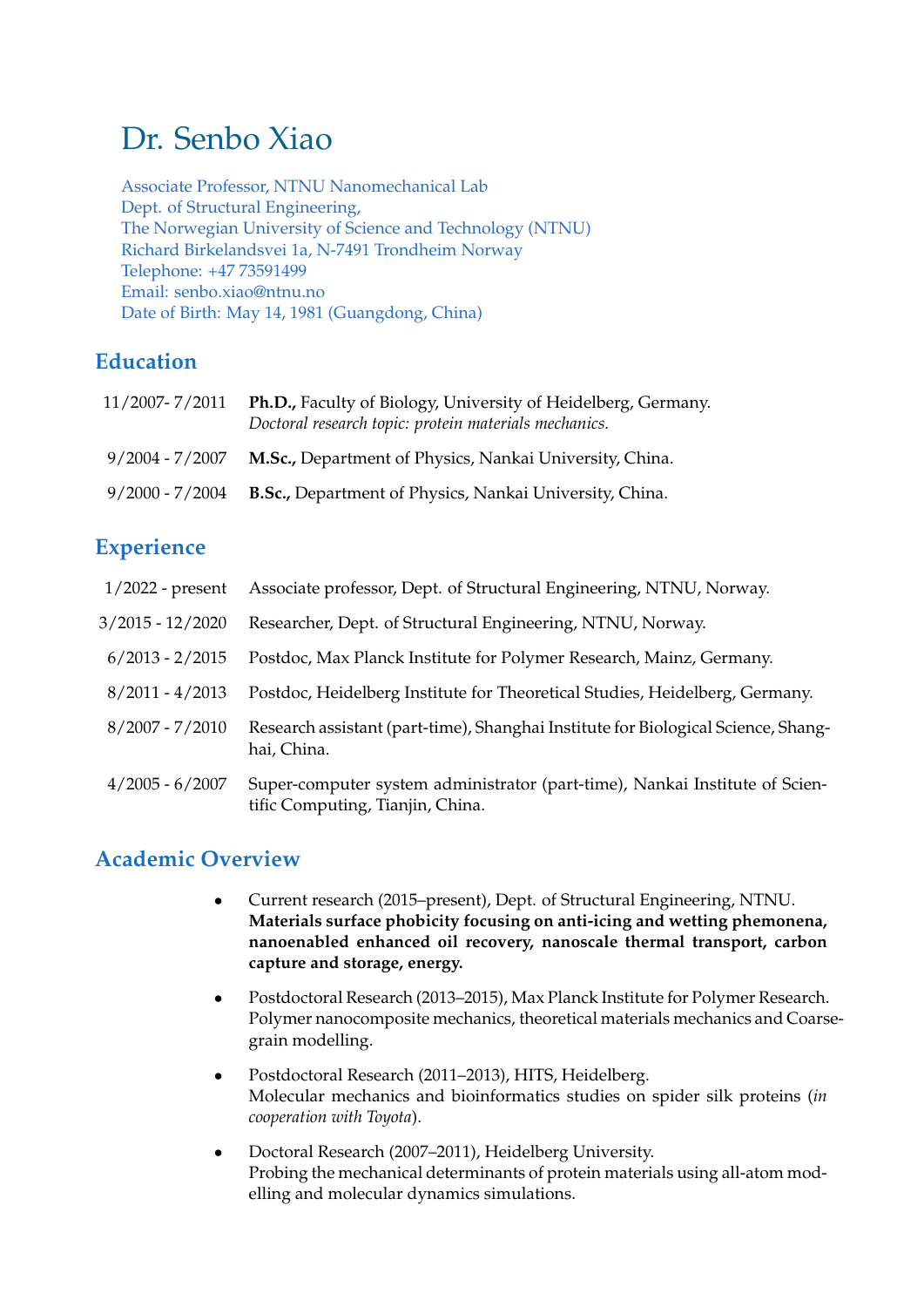# Dr. Senbo Xiao

Associate Professor, NTNU Nanomechanical Lab
Dept. of Structural Engineering,
The Norwegian University of Science and Technology (NTNU)
Richard Birkelandsvei 1a, N-7491 Trondheim Norway
Telephone: +47 73591499
Email: senbo.xiao@ntnu.no
Date of Birth: May 14, 1981 (Guangdong, China)

## Education

| | |
|---|---|
| 11/2007- 7/2011 | **Ph.D.,** Faculty of Biology, University of Heidelberg, Germany. *Doctoral research topic: protein materials mechanics.* |
| 9/2004 - 7/2007 | **M.Sc.,** Department of Physics, Nankai University, China. |
| 9/2000 - 7/2004 | **B.Sc.,** Department of Physics, Nankai University, China. |

## Experience

| | |
|---|---|
| 1/2022 - present | Associate professor, Dept. of Structural Engineering, NTNU, Norway. |
| 3/2015 - 12/2020 | Researcher, Dept. of Structural Engineering, NTNU, Norway. |
| 6/2013 - 2/2015 | Postdoc, Max Planck Institute for Polymer Research, Mainz, Germany. |
| 8/2011 - 4/2013 | Postdoc, Heidelberg Institute for Theoretical Studies, Heidelberg, Germany. |
| 8/2007 - 7/2010 | Research assistant (part-time), Shanghai Institute for Biological Science, Shanghai, China. |
| 4/2005 - 6/2007 | Super-computer system administrator (part-time), Nankai Institute of Scientific Computing, Tianjin, China. |

## Academic Overview

- Current research (2015–present), Dept. of Structural Engineering, NTNU.
  **Materials surface phobicity focusing on anti-icing and wetting phemonena, nanoenabled enhanced oil recovery, nanoscale thermal transport, carbon capture and storage, energy.**
- Postdoctoral Research (2013–2015), Max Planck Institute for Polymer Research.
  Polymer nanocomposite mechanics, theoretical materials mechanics and Coarse-grain modelling.
- Postdoctoral Research (2011–2013), HITS, Heidelberg.
  Molecular mechanics and bioinformatics studies on spider silk proteins (*in cooperation with Toyota*).
- Doctoral Research (2007–2011), Heidelberg University.
  Probing the mechanical determinants of protein materials using all-atom modelling and molecular dynamics simulations.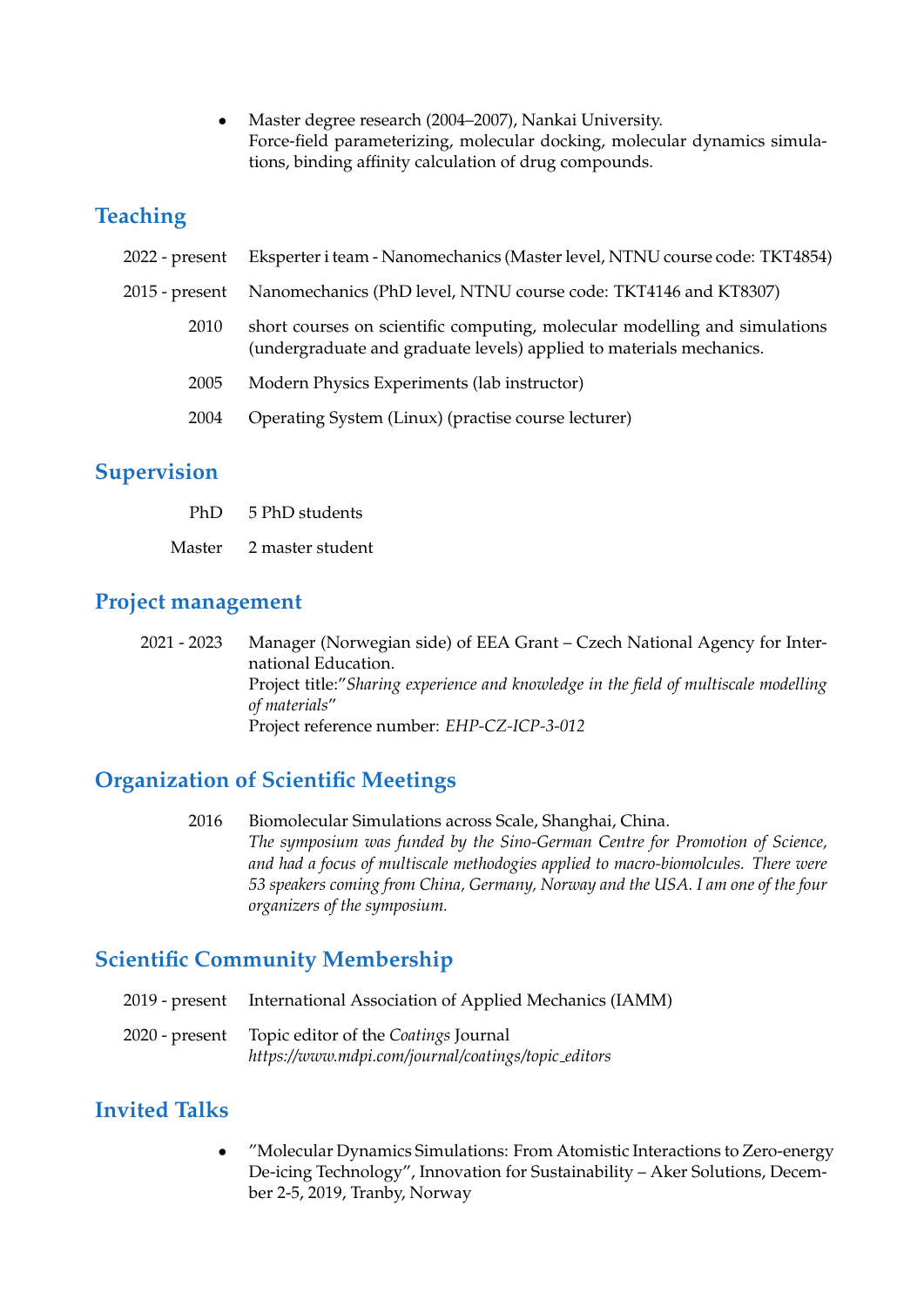- Master degree research (2004–2007), Nankai University.
  Force-field parameterizing, molecular docking, molecular dynamics simulations, binding affinity calculation of drug compounds.

## Teaching

2022 - present Eksperter i team - Nanomechanics (Master level, NTNU course code: TKT4854)

2015 - present Nanomechanics (PhD level, NTNU course code: TKT4146 and KT8307)

2010 short courses on scientific computing, molecular modelling and simulations (undergraduate and graduate levels) applied to materials mechanics.

2005 Modern Physics Experiments (lab instructor)

2004 Operating System (Linux) (practise course lecturer)

## Supervision

PhD 5 PhD students

Master 2 master student

## Project management

2021 - 2023 Manager (Norwegian side) of EEA Grant – Czech National Agency for International Education.
Project title:"*Sharing experience and knowledge in the field of multiscale modelling of materials*"
Project reference number: *EHP-CZ-ICP-3-012*

## Organization of Scientific Meetings

2016 Biomolecular Simulations across Scale, Shanghai, China.
*The symposium was funded by the Sino-German Centre for Promotion of Science, and had a focus of multiscale methodogies applied to macro-biomolcules. There were 53 speakers coming from China, Germany, Norway and the USA. I am one of the four organizers of the symposium.*

## Scientific Community Membership

2019 - present International Association of Applied Mechanics (IAMM)

2020 - present Topic editor of the *Coatings* Journal
*https://www.mdpi.com/journal/coatings/topic_editors*

## Invited Talks

- "Molecular Dynamics Simulations: From Atomistic Interactions to Zero-energy De-icing Technology", Innovation for Sustainability – Aker Solutions, December 2-5, 2019, Tranby, Norway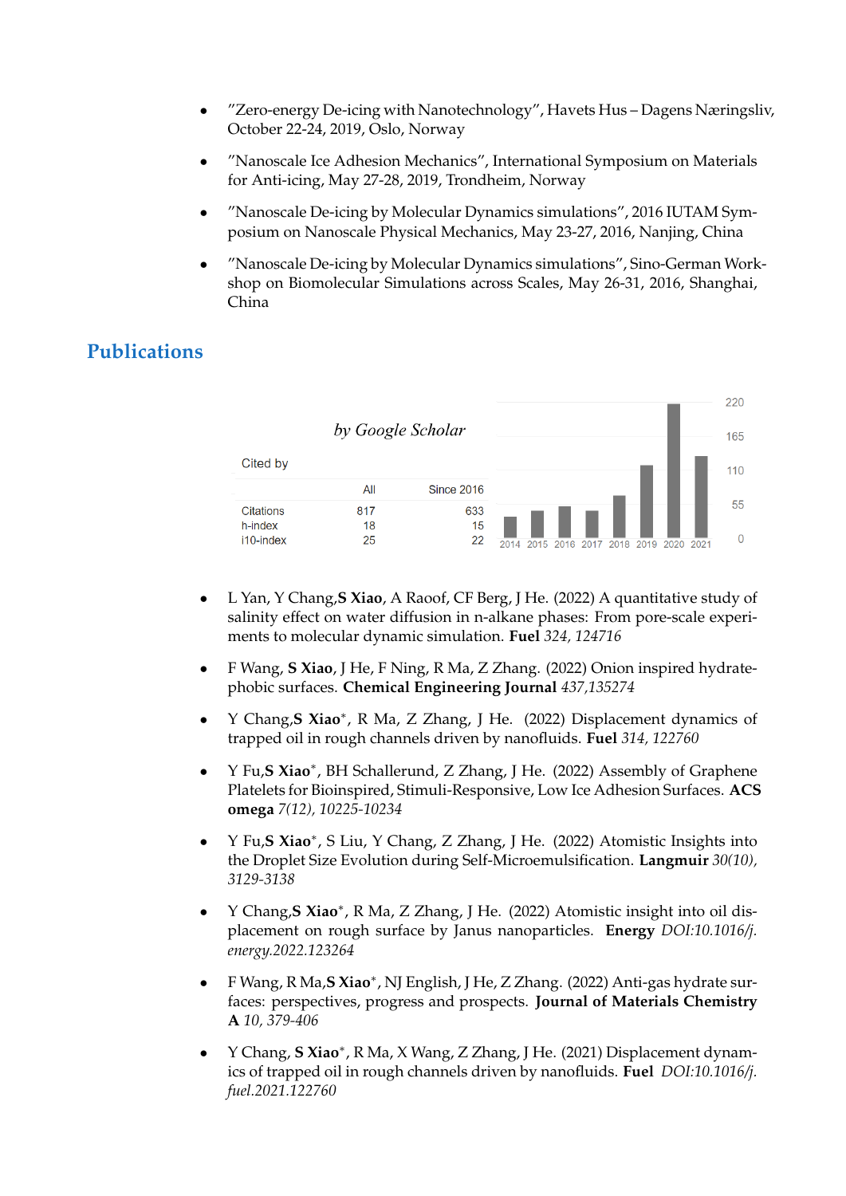- "Zero-energy De-icing with Nanotechnology", Havets Hus – Dagens Næringsliv, October 22-24, 2019, Oslo, Norway

- "Nanoscale Ice Adhesion Mechanics", International Symposium on Materials for Anti-icing, May 27-28, 2019, Trondheim, Norway

- "Nanoscale De-icing by Molecular Dynamics simulations", 2016 IUTAM Symposium on Nanoscale Physical Mechanics, May 23-27, 2016, Nanjing, China

- "Nanoscale De-icing by Molecular Dynamics simulations", Sino-German Workshop on Biomolecular Simulations across Scales, May 26-31, 2016, Shanghai, China

## Publications

*by Google Scholar*

Cited by

| | All | Since 2016 |
|---|---|---|
| Citations | 817 | 633 |
| h-index | 18 | 15 |
| i10-index | 25 | 22 |

- L Yan, Y Chang,**S Xiao**, A Raoof, CF Berg, J He. (2022) A quantitative study of salinity effect on water diffusion in n-alkane phases: From pore-scale experiments to molecular dynamic simulation. **Fuel** *324, 124716*

- F Wang, **S Xiao**, J He, F Ning, R Ma, Z Zhang. (2022) Onion inspired hydrate-phobic surfaces. **Chemical Engineering Journal** *437,135274*

- Y Chang,**S Xiao***, R Ma, Z Zhang, J He. (2022) Displacement dynamics of trapped oil in rough channels driven by nanofluids. **Fuel** *314, 122760*

- Y Fu,**S Xiao***, BH Schallerund, Z Zhang, J He. (2022) Assembly of Graphene Platelets for Bioinspired, Stimuli-Responsive, Low Ice Adhesion Surfaces. **ACS omega** *7(12), 10225-10234*

- Y Fu,**S Xiao***, S Liu, Y Chang, Z Zhang, J He. (2022) Atomistic Insights into the Droplet Size Evolution during Self-Microemulsification. **Langmuir** *30(10), 3129-3138*

- Y Chang,**S Xiao***, R Ma, Z Zhang, J He. (2022) Atomistic insight into oil displacement on rough surface by Janus nanoparticles. **Energy** *DOI:10.1016/j.energy.2022.123264*

- F Wang, R Ma,**S Xiao***, NJ English, J He, Z Zhang. (2022) Anti-gas hydrate surfaces: perspectives, progress and prospects. **Journal of Materials Chemistry A** *10, 379-406*

- Y Chang, **S Xiao***, R Ma, X Wang, Z Zhang, J He. (2021) Displacement dynamics of trapped oil in rough channels driven by nanofluids. **Fuel** *DOI:10.1016/j.fuel.2021.122760*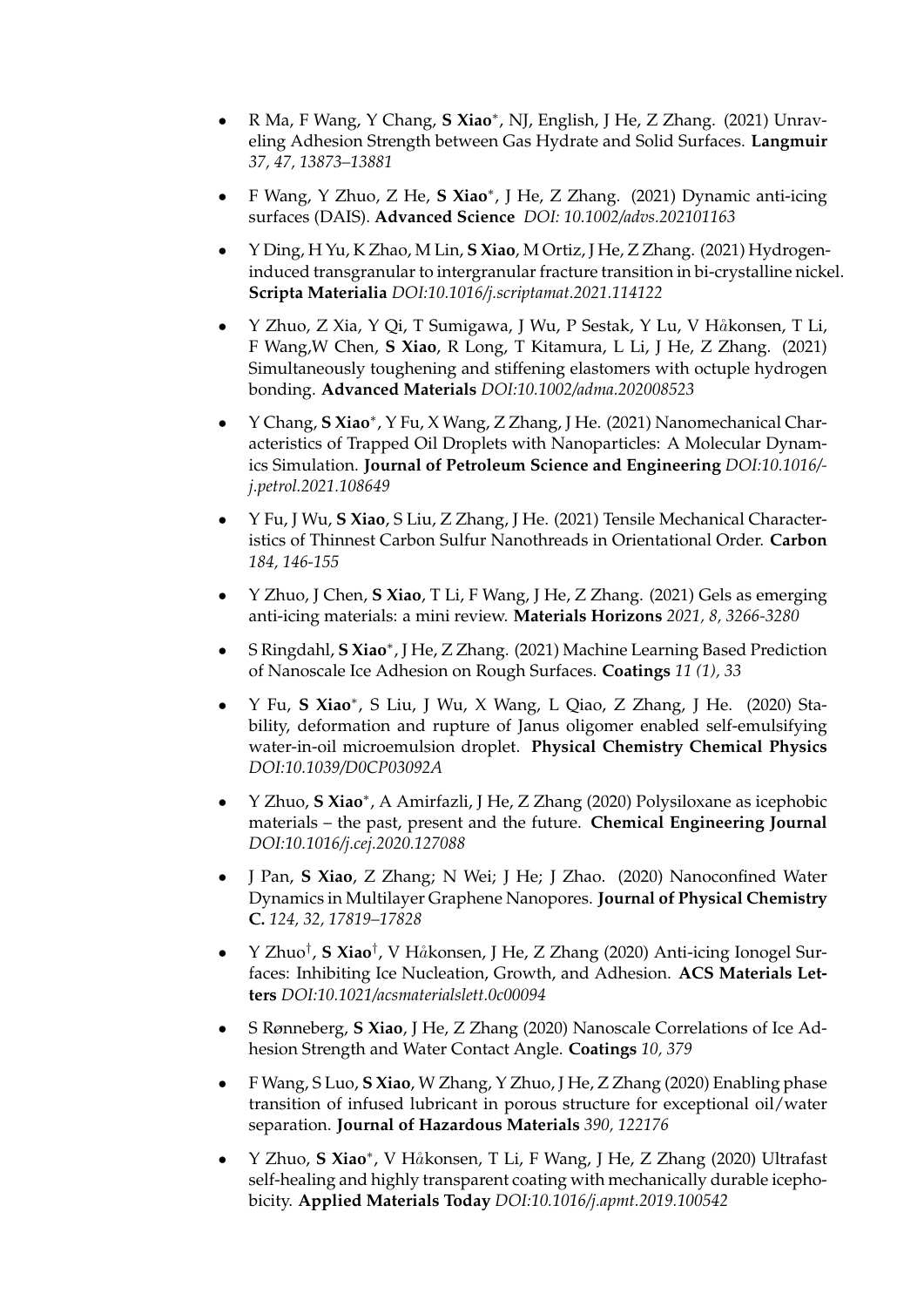- R Ma, F Wang, Y Chang, **S Xiao**\*, NJ, English, J He, Z Zhang. (2021) Unraveling Adhesion Strength between Gas Hydrate and Solid Surfaces. **Langmuir** *37, 47, 13873–13881*

- F Wang, Y Zhuo, Z He, **S Xiao**\*, J He, Z Zhang. (2021) Dynamic anti-icing surfaces (DAIS). **Advanced Science** *DOI: 10.1002/advs.202101163*

- Y Ding, H Yu, K Zhao, M Lin, **S Xiao**, M Ortiz, J He, Z Zhang. (2021) Hydrogen-induced transgranular to intergranular fracture transition in bi-crystalline nickel. **Scripta Materialia** *DOI:10.1016/j.scriptamat.2021.114122*

- Y Zhuo, Z Xia, Y Qi, T Sumigawa, J Wu, P Sestak, Y Lu, V Håkonsen, T Li, F Wang,W Chen, **S Xiao**, R Long, T Kitamura, L Li, J He, Z Zhang. (2021) Simultaneously toughening and stiffening elastomers with octuple hydrogen bonding. **Advanced Materials** *DOI:10.1002/adma.202008523*

- Y Chang, **S Xiao**\*, Y Fu, X Wang, Z Zhang, J He. (2021) Nanomechanical Characteristics of Trapped Oil Droplets with Nanoparticles: A Molecular Dynamics Simulation. **Journal of Petroleum Science and Engineering** *DOI:10.1016/j.petrol.2021.108649*

- Y Fu, J Wu, **S Xiao**, S Liu, Z Zhang, J He. (2021) Tensile Mechanical Characteristics of Thinnest Carbon Sulfur Nanothreads in Orientational Order. **Carbon** *184, 146-155*

- Y Zhuo, J Chen, **S Xiao**, T Li, F Wang, J He, Z Zhang. (2021) Gels as emerging anti-icing materials: a mini review. **Materials Horizons** *2021, 8, 3266-3280*

- S Ringdahl, **S Xiao**\*, J He, Z Zhang. (2021) Machine Learning Based Prediction of Nanoscale Ice Adhesion on Rough Surfaces. **Coatings** *11 (1), 33*

- Y Fu, **S Xiao**\*, S Liu, J Wu, X Wang, L Qiao, Z Zhang, J He. (2020) Stability, deformation and rupture of Janus oligomer enabled self-emulsifying water-in-oil microemulsion droplet. **Physical Chemistry Chemical Physics** *DOI:10.1039/D0CP03092A*

- Y Zhuo, **S Xiao**\*, A Amirfazli, J He, Z Zhang (2020) Polysiloxane as icephobic materials – the past, present and the future. **Chemical Engineering Journal** *DOI:10.1016/j.cej.2020.127088*

- J Pan, **S Xiao**, Z Zhang; N Wei; J He; J Zhao. (2020) Nanoconfined Water Dynamics in Multilayer Graphene Nanopores. **Journal of Physical Chemistry C.** *124, 32, 17819–17828*

- Y Zhuo†, **S Xiao**†, V Håkonsen, J He, Z Zhang (2020) Anti-icing Ionogel Surfaces: Inhibiting Ice Nucleation, Growth, and Adhesion. **ACS Materials Letters** *DOI:10.1021/acsmaterialslett.0c00094*

- S Rønneberg, **S Xiao**, J He, Z Zhang (2020) Nanoscale Correlations of Ice Adhesion Strength and Water Contact Angle. **Coatings** *10, 379*

- F Wang, S Luo, **S Xiao**, W Zhang, Y Zhuo, J He, Z Zhang (2020) Enabling phase transition of infused lubricant in porous structure for exceptional oil/water separation. **Journal of Hazardous Materials** *390, 122176*

- Y Zhuo, **S Xiao**\*, V Håkonsen, T Li, F Wang, J He, Z Zhang (2020) Ultrafast self-healing and highly transparent coating with mechanically durable icephobicity. **Applied Materials Today** *DOI:10.1016/j.apmt.2019.100542*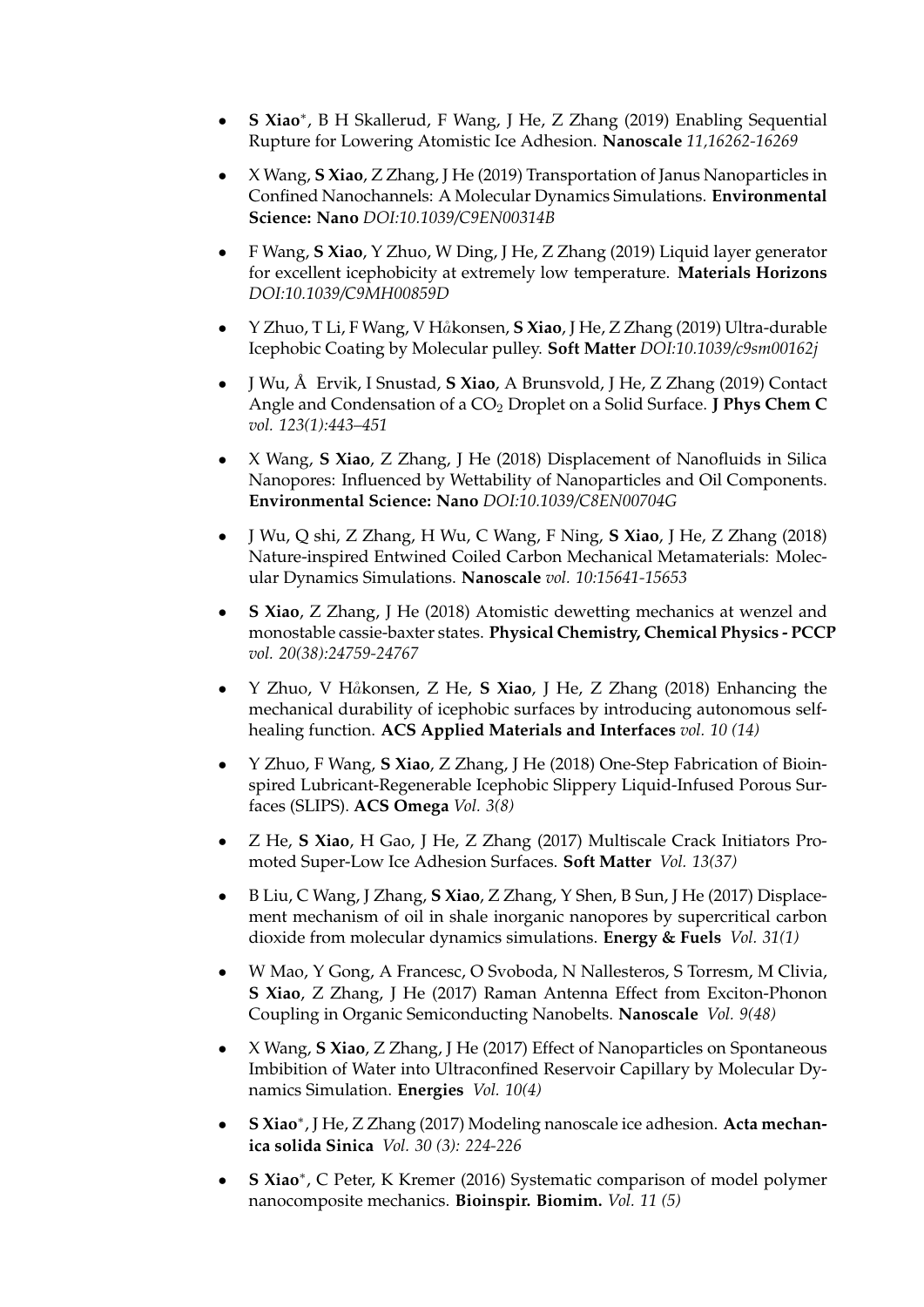- **S Xiao**$^*$, B H Skallerud, F Wang, J He, Z Zhang (2019) Enabling Sequential Rupture for Lowering Atomistic Ice Adhesion. **Nanoscale** *11,16262-16269*

- X Wang, **S Xiao**, Z Zhang, J He (2019) Transportation of Janus Nanoparticles in Confined Nanochannels: A Molecular Dynamics Simulations. **Environmental Science: Nano** *DOI:10.1039/C9EN00314B*

- F Wang, **S Xiao**, Y Zhuo, W Ding, J He, Z Zhang (2019) Liquid layer generator for excellent icephobicity at extremely low temperature. **Materials Horizons** *DOI:10.1039/C9MH00859D*

- Y Zhuo, T Li, F Wang, V Håkonsen, **S Xiao**, J He, Z Zhang (2019) Ultra-durable Icephobic Coating by Molecular pulley. **Soft Matter** *DOI:10.1039/c9sm00162j*

- J Wu, Å Ervik, I Snustad, **S Xiao**, A Brunsvold, J He, Z Zhang (2019) Contact Angle and Condensation of a $CO_2$ Droplet on a Solid Surface. **J Phys Chem C** *vol. 123(1):443–451*

- X Wang, **S Xiao**, Z Zhang, J He (2018) Displacement of Nanofluids in Silica Nanopores: Influenced by Wettability of Nanoparticles and Oil Components. **Environmental Science: Nano** *DOI:10.1039/C8EN00704G*

- J Wu, Q shi, Z Zhang, H Wu, C Wang, F Ning, **S Xiao**, J He, Z Zhang (2018) Nature-inspired Entwined Coiled Carbon Mechanical Metamaterials: Molecular Dynamics Simulations. **Nanoscale** *vol. 10:15641-15653*

- **S Xiao**, Z Zhang, J He (2018) Atomistic dewetting mechanics at wenzel and monostable cassie-baxter states. **Physical Chemistry, Chemical Physics - PCCP** *vol. 20(38):24759-24767*

- Y Zhuo, V Håkonsen, Z He, **S Xiao**, J He, Z Zhang (2018) Enhancing the mechanical durability of icephobic surfaces by introducing autonomous self-healing function. **ACS Applied Materials and Interfaces** *vol. 10 (14)*

- Y Zhuo, F Wang, **S Xiao**, Z Zhang, J He (2018) One-Step Fabrication of Bioinspired Lubricant-Regenerable Icephobic Slippery Liquid-Infused Porous Surfaces (SLIPS). **ACS Omega** *Vol. 3(8)*

- Z He, **S Xiao**, H Gao, J He, Z Zhang (2017) Multiscale Crack Initiators Promoted Super-Low Ice Adhesion Surfaces. **Soft Matter** *Vol. 13(37)*

- B Liu, C Wang, J Zhang, **S Xiao**, Z Zhang, Y Shen, B Sun, J He (2017) Displacement mechanism of oil in shale inorganic nanopores by supercritical carbon dioxide from molecular dynamics simulations. **Energy & Fuels** *Vol. 31(1)*

- W Mao, Y Gong, A Francesc, O Svoboda, N Nallesteros, S Torresm, M Clivia, **S Xiao**, Z Zhang, J He (2017) Raman Antenna Effect from Exciton-Phonon Coupling in Organic Semiconducting Nanobelts. **Nanoscale** *Vol. 9(48)*

- X Wang, **S Xiao**, Z Zhang, J He (2017) Effect of Nanoparticles on Spontaneous Imbibition of Water into Ultraconfined Reservoir Capillary by Molecular Dynamics Simulation. **Energies** *Vol. 10(4)*

- **S Xiao**$^*$, J He, Z Zhang (2017) Modeling nanoscale ice adhesion. **Acta mechanica solida Sinica** *Vol. 30 (3): 224-226*

- **S Xiao**$^*$, C Peter, K Kremer (2016) Systematic comparison of model polymer nanocomposite mechanics. **Bioinspir. Biomim.** *Vol. 11 (5)*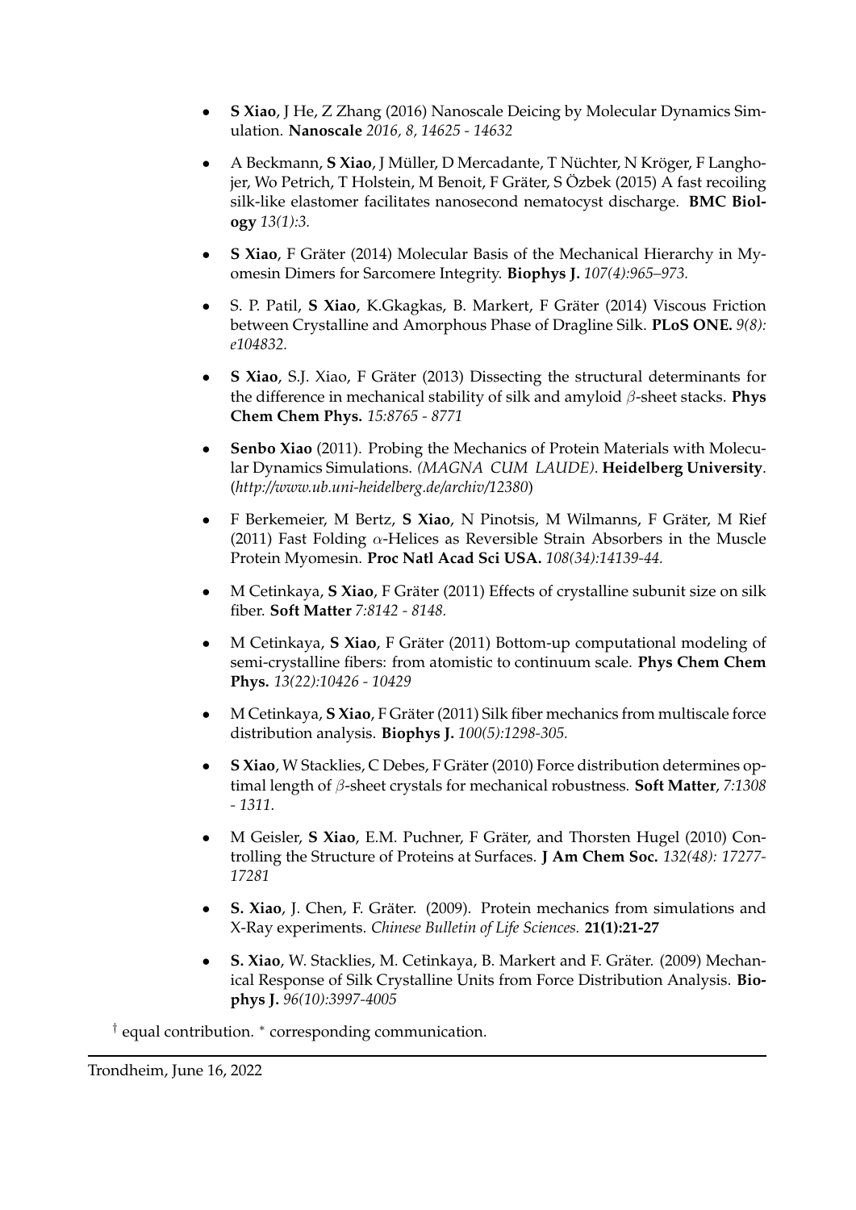- **S Xiao**, J He, Z Zhang (2016) Nanoscale Deicing by Molecular Dynamics Simulation. **Nanoscale** *2016, 8, 14625 - 14632*

- A Beckmann, **S Xiao**, J Müller, D Mercadante, T Nüchter, N Kröger, F Langhojer, Wo Petrich, T Holstein, M Benoit, F Gräter, S Özbek (2015) A fast recoiling silk-like elastomer facilitates nanosecond nematocyst discharge. **BMC Biology** *13(1):3.*

- **S Xiao**, F Gräter (2014) Molecular Basis of the Mechanical Hierarchy in Myomesin Dimers for Sarcomere Integrity. **Biophys J.** *107(4):965–973.*

- S. P. Patil, **S Xiao**, K.Gkagkas, B. Markert, F Gräter (2014) Viscous Friction between Crystalline and Amorphous Phase of Dragline Silk. **PLoS ONE.** *9(8): e104832.*

- **S Xiao**, S.J. Xiao, F Gräter (2013) Dissecting the structural determinants for the difference in mechanical stability of silk and amyloid $\beta$-sheet stacks. **Phys Chem Chem Phys.** *15:8765 - 8771*

- **Senbo Xiao** (2011). Probing the Mechanics of Protein Materials with Molecular Dynamics Simulations. *(MAGNA CUM LAUDE)*. **Heidelberg University**. (*http://www.ub.uni-heidelberg.de/archiv/12380*)

- F Berkemeier, M Bertz, **S Xiao**, N Pinotsis, M Wilmanns, F Gräter, M Rief (2011) Fast Folding $\alpha$-Helices as Reversible Strain Absorbers in the Muscle Protein Myomesin. **Proc Natl Acad Sci USA.** *108(34):14139-44.*

- M Cetinkaya, **S Xiao**, F Gräter (2011) Effects of crystalline subunit size on silk fiber. **Soft Matter** *7:8142 - 8148.*

- M Cetinkaya, **S Xiao**, F Gräter (2011) Bottom-up computational modeling of semi-crystalline fibers: from atomistic to continuum scale. **Phys Chem Chem Phys.** *13(22):10426 - 10429*

- M Cetinkaya, **S Xiao**, F Gräter (2011) Silk fiber mechanics from multiscale force distribution analysis. **Biophys J.** *100(5):1298-305.*

- **S Xiao**, W Stacklies, C Debes, F Gräter (2010) Force distribution determines optimal length of $\beta$-sheet crystals for mechanical robustness. **Soft Matter**, *7:1308 - 1311.*

- M Geisler, **S Xiao**, E.M. Puchner, F Gräter, and Thorsten Hugel (2010) Controlling the Structure of Proteins at Surfaces. **J Am Chem Soc.** *132(48): 17277-17281*

- **S. Xiao**, J. Chen, F. Gräter. (2009). Protein mechanics from simulations and X-Ray experiments. *Chinese Bulletin of Life Sciences.* **21(1):21-27**

- **S. Xiao**, W. Stacklies, M. Cetinkaya, B. Markert and F. Gräter. (2009) Mechanical Response of Silk Crystalline Units from Force Distribution Analysis. **Biophys J.** *96(10):3997-4005*

$^{\dagger}$ equal contribution. $^{*}$ corresponding communication.

---

Trondheim, June 16, 2022